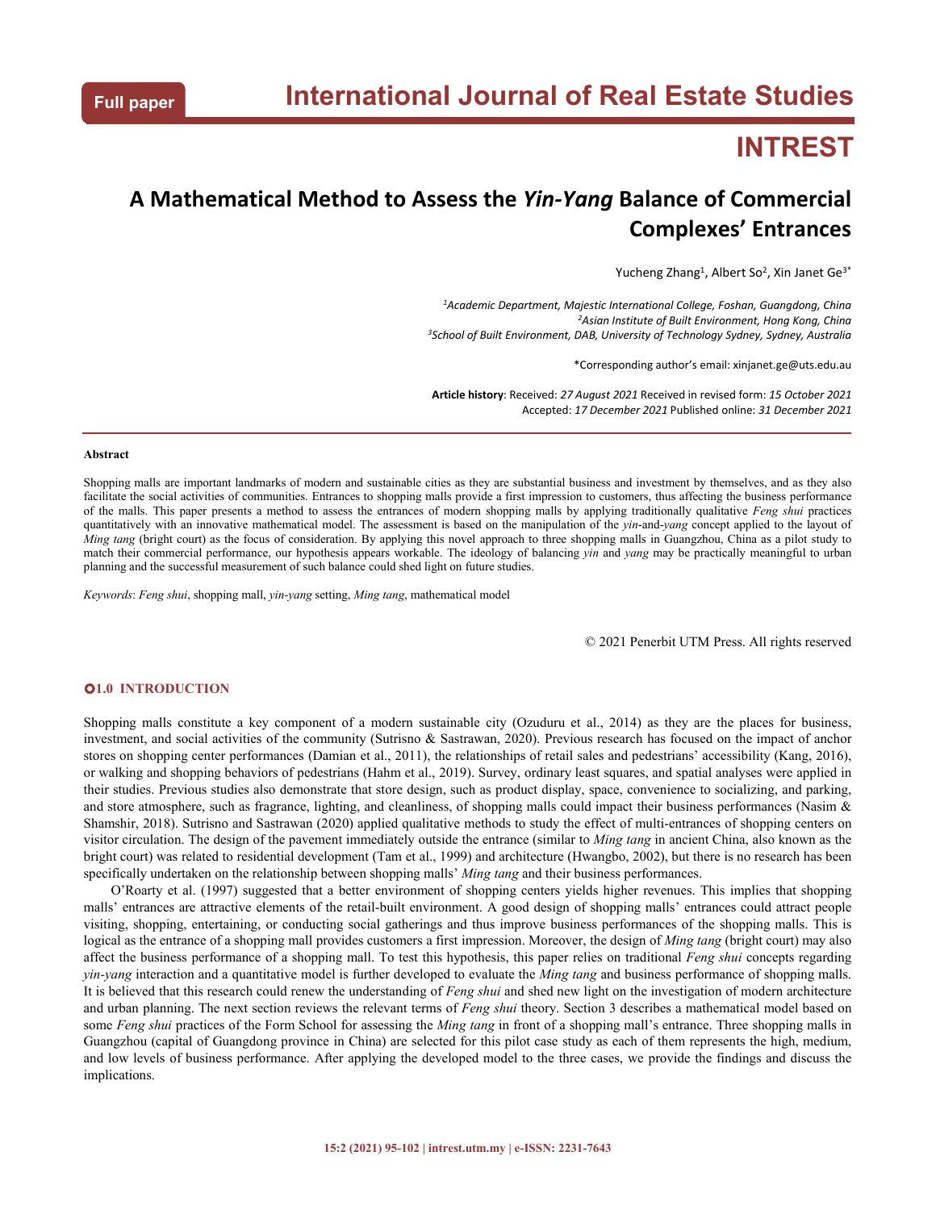Full paper

# International Journal of Real Estate Studies

**INTREST**

# A Mathematical Method to Assess the *Yin-Yang* Balance of Commercial Complexes' Entrances

Yucheng Zhang[1], Albert So[2], Xin Janet Ge[3*]

[1]*Academic Department, Majestic International College, Foshan, Guangdong, China*
[2]*Asian Institute of Built Environment, Hong Kong, China*
[3]*School of Built Environment, DAB, University of Technology Sydney, Sydney, Australia*

*Corresponding author's email: xinjanet.ge@uts.edu.au

**Article history**: Received: *27 August 2021* Received in revised form: *15 October 2021*
Accepted: *17 December 2021* Published online: *31 December 2021*

---

**Abstract**

Shopping malls are important landmarks of modern and sustainable cities as they are substantial business and investment by themselves, and as they also facilitate the social activities of communities. Entrances to shopping malls provide a first impression to customers, thus affecting the business performance of the malls. This paper presents a method to assess the entrances of modern shopping malls by applying traditionally qualitative *Feng shui* practices quantitatively with an innovative mathematical model. The assessment is based on the manipulation of the *yin*-and-*yang* concept applied to the layout of *Ming tang* (bright court) as the focus of consideration. By applying this novel approach to three shopping malls in Guangzhou, China as a pilot study to match their commercial performance, our hypothesis appears workable. The ideology of balancing *yin* and *yang* may be practically meaningful to urban planning and the successful measurement of such balance could shed light on future studies.

*Keywords*: *Feng shui*, shopping mall, *yin-yang* setting, *Ming tang*, mathematical model

© 2021 Penerbit UTM Press. All rights reserved

## 1.0 INTRODUCTION

Shopping malls constitute a key component of a modern sustainable city (Ozuduru et al., 2014) as they are the places for business, investment, and social activities of the community (Sutrisno & Sastrawan, 2020). Previous research has focused on the impact of anchor stores on shopping center performances (Damian et al., 2011), the relationships of retail sales and pedestrians' accessibility (Kang, 2016), or walking and shopping behaviors of pedestrians (Hahm et al., 2019). Survey, ordinary least squares, and spatial analyses were applied in their studies. Previous studies also demonstrate that store design, such as product display, space, convenience to socializing, and parking, and store atmosphere, such as fragrance, lighting, and cleanliness, of shopping malls could impact their business performances (Nasim & Shamshir, 2018). Sutrisno and Sastrawan (2020) applied qualitative methods to study the effect of multi-entrances of shopping centers on visitor circulation. The design of the pavement immediately outside the entrance (similar to *Ming tang* in ancient China, also known as the bright court) was related to residential development (Tam et al., 1999) and architecture (Hwangbo, 2002), but there is no research has been specifically undertaken on the relationship between shopping malls' *Ming tang* and their business performances.

O'Roarty et al. (1997) suggested that a better environment of shopping centers yields higher revenues. This implies that shopping malls' entrances are attractive elements of the retail-built environment. A good design of shopping malls' entrances could attract people visiting, shopping, entertaining, or conducting social gatherings and thus improve business performances of the shopping malls. This is logical as the entrance of a shopping mall provides customers a first impression. Moreover, the design of *Ming tang* (bright court) may also affect the business performance of a shopping mall. To test this hypothesis, this paper relies on traditional *Feng shui* concepts regarding *yin-yang* interaction and a quantitative model is further developed to evaluate the *Ming tang* and business performance of shopping malls. It is believed that this research could renew the understanding of *Feng shui* and shed new light on the investigation of modern architecture and urban planning. The next section reviews the relevant terms of *Feng shui* theory. Section 3 describes a mathematical model based on some *Feng shui* practices of the Form School for assessing the *Ming tang* in front of a shopping mall's entrance. Three shopping malls in Guangzhou (capital of Guangdong province in China) are selected for this pilot case study as each of them represents the high, medium, and low levels of business performance. After applying the developed model to the three cases, we provide the findings and discuss the implications.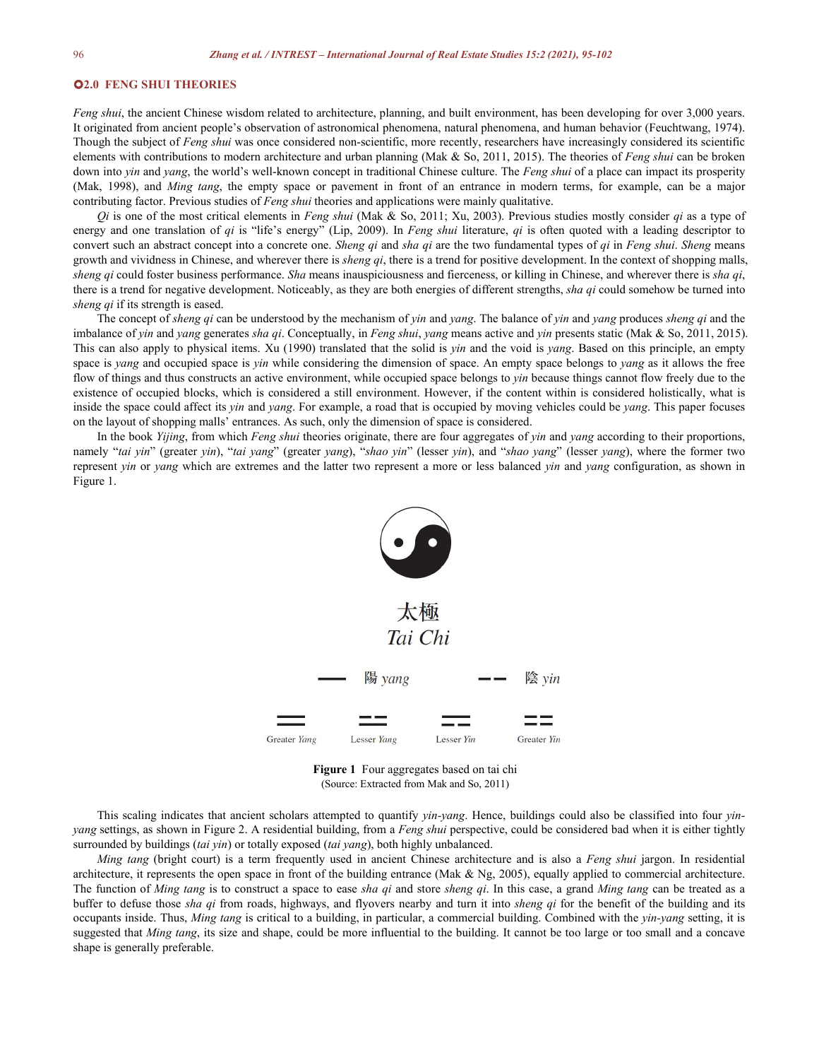## 2.0 FENG SHUI THEORIES

*Feng shui*, the ancient Chinese wisdom related to architecture, planning, and built environment, has been developing for over 3,000 years. It originated from ancient people's observation of astronomical phenomena, natural phenomena, and human behavior (Feuchtwang, 1974). Though the subject of *Feng shui* was once considered non-scientific, more recently, researchers have increasingly considered its scientific elements with contributions to modern architecture and urban planning (Mak & So, 2011, 2015). The theories of *Feng shui* can be broken down into *yin* and *yang*, the world's well-known concept in traditional Chinese culture. The *Feng shui* of a place can impact its prosperity (Mak, 1998), and *Ming tang*, the empty space or pavement in front of an entrance in modern terms, for example, can be a major contributing factor. Previous studies of *Feng shui* theories and applications were mainly qualitative.

*Qi* is one of the most critical elements in *Feng shui* (Mak & So, 2011; Xu, 2003). Previous studies mostly consider *qi* as a type of energy and one translation of *qi* is "life's energy" (Lip, 2009). In *Feng shui* literature, *qi* is often quoted with a leading descriptor to convert such an abstract concept into a concrete one. *Sheng qi* and *sha qi* are the two fundamental types of *qi* in *Feng shui*. *Sheng* means growth and vividness in Chinese, and wherever there is *sheng qi*, there is a trend for positive development. In the context of shopping malls, *sheng qi* could foster business performance. *Sha* means inauspiciousness and fierceness, or killing in Chinese, and wherever there is *sha qi*, there is a trend for negative development. Noticeably, as they are both energies of different strengths, *sha qi* could somehow be turned into *sheng qi* if its strength is eased.

The concept of *sheng qi* can be understood by the mechanism of *yin* and *yang*. The balance of *yin* and *yang* produces *sheng qi* and the imbalance of *yin* and *yang* generates *sha qi*. Conceptually, in *Feng shui*, *yang* means active and *yin* presents static (Mak & So, 2011, 2015). This can also apply to physical items. Xu (1990) translated that the solid is *yin* and the void is *yang*. Based on this principle, an empty space is *yang* and occupied space is *yin* while considering the dimension of space. An empty space belongs to *yang* as it allows the free flow of things and thus constructs an active environment, while occupied space belongs to *yin* because things cannot flow freely due to the existence of occupied blocks, which is considered a still environment. However, if the content within is considered holistically, what is inside the space could affect its *yin* and *yang*. For example, a road that is occupied by moving vehicles could be *yang*. This paper focuses on the layout of shopping malls' entrances. As such, only the dimension of space is considered.

In the book *Yijing*, from which *Feng shui* theories originate, there are four aggregates of *yin* and *yang* according to their proportions, namely "*tai yin*" (greater *yin*), "*tai yang*" (greater *yang*), "*shao yin*" (lesser *yin*), and "*shao yang*" (lesser *yang*), where the former two represent *yin* or *yang* which are extremes and the latter two represent a more or less balanced *yin* and *yang* configuration, as shown in Figure 1.

太極
*Tai Chi*

陽 *yang* 陰 *yin*

Greater *Yang* Lesser *Yang* Lesser *Yin* Greater *Yin*

**Figure 1** Four aggregates based on tai chi
(Source: Extracted from Mak and So, 2011)

This scaling indicates that ancient scholars attempted to quantify *yin-yang*. Hence, buildings could also be classified into four *yin-yang* settings, as shown in Figure 2. A residential building, from a *Feng shui* perspective, could be considered bad when it is either tightly surrounded by buildings (*tai yin*) or totally exposed (*tai yang*), both highly unbalanced.

*Ming tang* (bright court) is a term frequently used in ancient Chinese architecture and is also a *Feng shui* jargon. In residential architecture, it represents the open space in front of the building entrance (Mak & Ng, 2005), equally applied to commercial architecture. The function of *Ming tang* is to construct a space to ease *sha qi* and store *sheng qi*. In this case, a grand *Ming tang* can be treated as a buffer to defuse those *sha qi* from roads, highways, and flyovers nearby and turn it into *sheng qi* for the benefit of the building and its occupants inside. Thus, *Ming tang* is critical to a building, in particular, a commercial building. Combined with the *yin-yang* setting, it is suggested that *Ming tang*, its size and shape, could be more influential to the building. It cannot be too large or too small and a concave shape is generally preferable.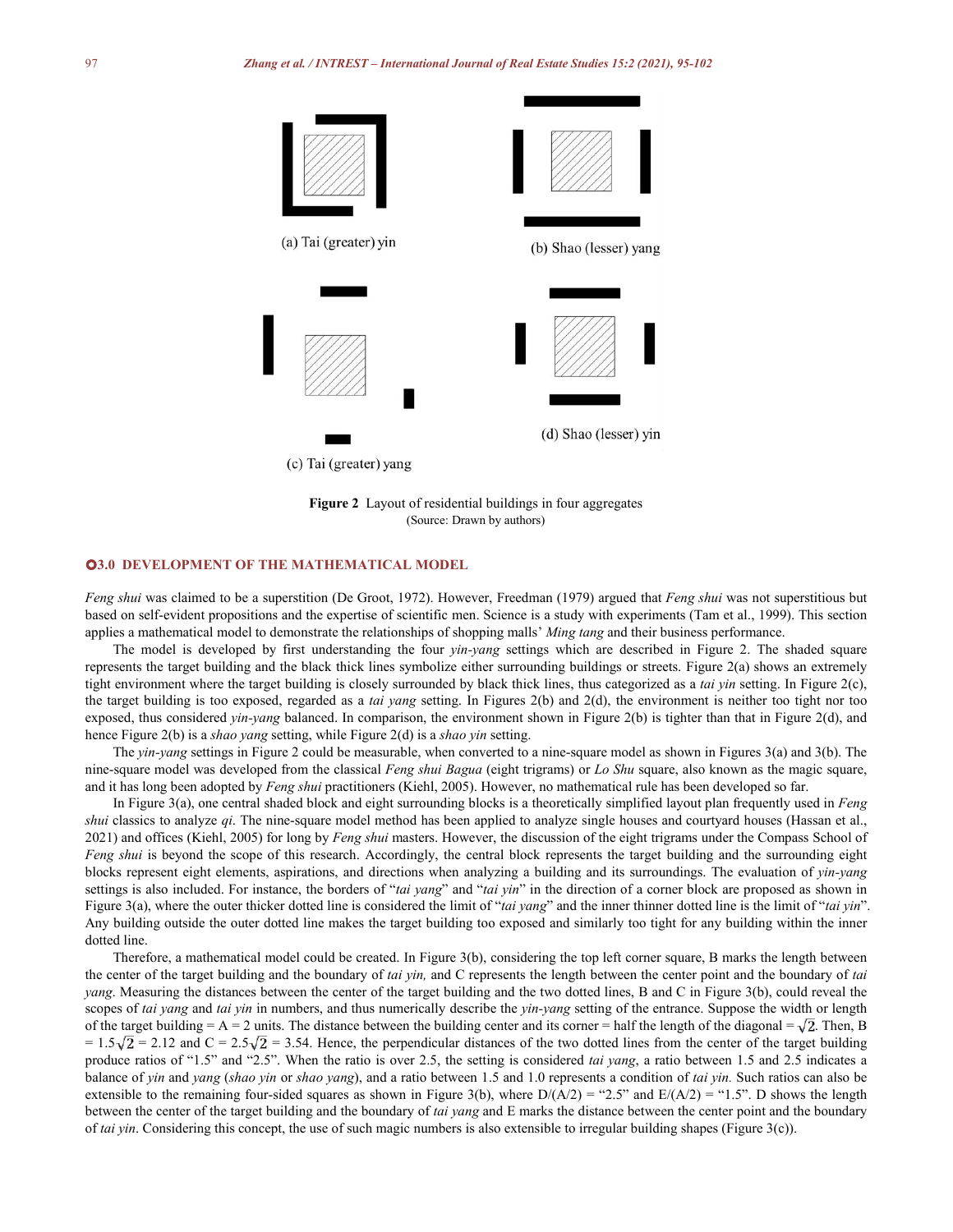(a) Tai (greater) yin

(b) Shao (lesser) yang

(c) Tai (greater) yang

(d) Shao (lesser) yin

**Figure 2** Layout of residential buildings in four aggregates
(Source: Drawn by authors)

## 3.0 DEVELOPMENT OF THE MATHEMATICAL MODEL

*Feng shui* was claimed to be a superstition (De Groot, 1972). However, Freedman (1979) argued that *Feng shui* was not superstitious but based on self-evident propositions and the expertise of scientific men. Science is a study with experiments (Tam et al., 1999). This section applies a mathematical model to demonstrate the relationships of shopping malls' *Ming tang* and their business performance.

The model is developed by first understanding the four *yin-yang* settings which are described in Figure 2. The shaded square represents the target building and the black thick lines symbolize either surrounding buildings or streets. Figure 2(a) shows an extremely tight environment where the target building is closely surrounded by black thick lines, thus categorized as a *tai yin* setting. In Figure 2(c), the target building is too exposed, regarded as a *tai yang* setting. In Figures 2(b) and 2(d), the environment is neither too tight nor too exposed, thus considered *yin-yang* balanced. In comparison, the environment shown in Figure 2(b) is tighter than that in Figure 2(d), and hence Figure 2(b) is a *shao yang* setting, while Figure 2(d) is a *shao yin* setting.

The *yin-yang* settings in Figure 2 could be measurable, when converted to a nine-square model as shown in Figures 3(a) and 3(b). The nine-square model was developed from the classical *Feng shui Bagua* (eight trigrams) or *Lo Shu* square, also known as the magic square, and it has long been adopted by *Feng shui* practitioners (Kiehl, 2005). However, no mathematical rule has been developed so far.

In Figure 3(a), one central shaded block and eight surrounding blocks is a theoretically simplified layout plan frequently used in *Feng shui* classics to analyze *qi*. The nine-square model method has been applied to analyze single houses and courtyard houses (Hassan et al., 2021) and offices (Kiehl, 2005) for long by *Feng shui* masters. However, the discussion of the eight trigrams under the Compass School of *Feng shui* is beyond the scope of this research. Accordingly, the central block represents the target building and the surrounding eight blocks represent eight elements, aspirations, and directions when analyzing a building and its surroundings. The evaluation of *yin-yang* settings is also included. For instance, the borders of "*tai yang*" and "*tai yin*" in the direction of a corner block are proposed as shown in Figure 3(a), where the outer thicker dotted line is considered the limit of "*tai yang*" and the inner thinner dotted line is the limit of "*tai yin*". Any building outside the outer dotted line makes the target building too exposed and similarly too tight for any building within the inner dotted line.

Therefore, a mathematical model could be created. In Figure 3(b), considering the top left corner square, B marks the length between the center of the target building and the boundary of *tai yin,* and C represents the length between the center point and the boundary of *tai yang*. Measuring the distances between the center of the target building and the two dotted lines, B and C in Figure 3(b), could reveal the scopes of *tai yang* and *tai yin* in numbers, and thus numerically describe the *yin-yang* setting of the entrance. Suppose the width or length of the target building = A = 2 units. The distance between the building center and its corner = half the length of the diagonal = $\sqrt{2}$. Then, B = $1.5\sqrt{2}$ = 2.12 and C = $2.5\sqrt{2}$ = 3.54. Hence, the perpendicular distances of the two dotted lines from the center of the target building produce ratios of "1.5" and "2.5". When the ratio is over 2.5, the setting is considered *tai yang*, a ratio between 1.5 and 2.5 indicates a balance of *yin* and *yang* (*shao yin* or *shao yang*), and a ratio between 1.5 and 1.0 represents a condition of *tai yin.* Such ratios can also be extensible to the remaining four-sided squares as shown in Figure 3(b), where D/(A/2) = "2.5" and E/(A/2) = "1.5". D shows the length between the center of the target building and the boundary of *tai yang* and E marks the distance between the center point and the boundary of *tai yin*. Considering this concept, the use of such magic numbers is also extensible to irregular building shapes (Figure 3(c)).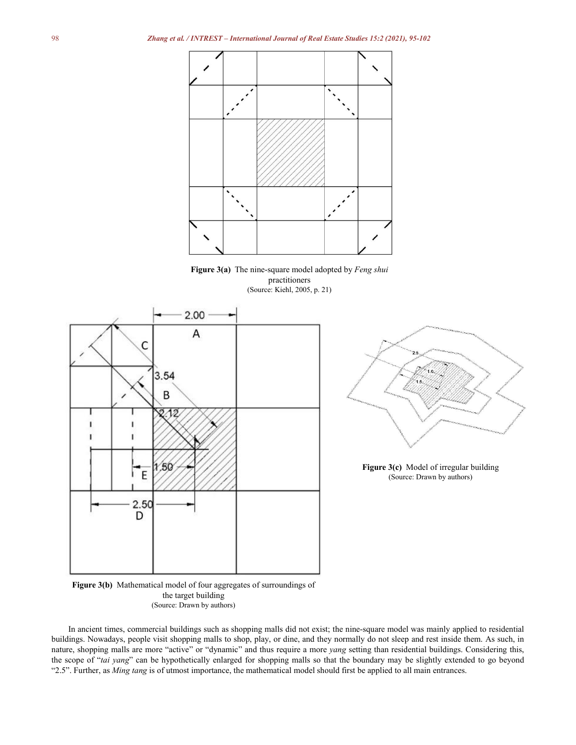**Figure 3(a)** The nine-square model adopted by *Feng shui* practitioners
(Source: Kiehl, 2005, p. 21)

**Figure 3(b)** Mathematical model of four aggregates of surroundings of the target building
(Source: Drawn by authors)

**Figure 3(c)** Model of irregular building
(Source: Drawn by authors)

In ancient times, commercial buildings such as shopping malls did not exist; the nine-square model was mainly applied to residential buildings. Nowadays, people visit shopping malls to shop, play, or dine, and they normally do not sleep and rest inside them. As such, in nature, shopping malls are more "active" or "dynamic" and thus require a more *yang* setting than residential buildings. Considering this, the scope of "*tai yang*" can be hypothetically enlarged for shopping malls so that the boundary may be slightly extended to go beyond "2.5". Further, as *Ming tang* is of utmost importance, the mathematical model should first be applied to all main entrances.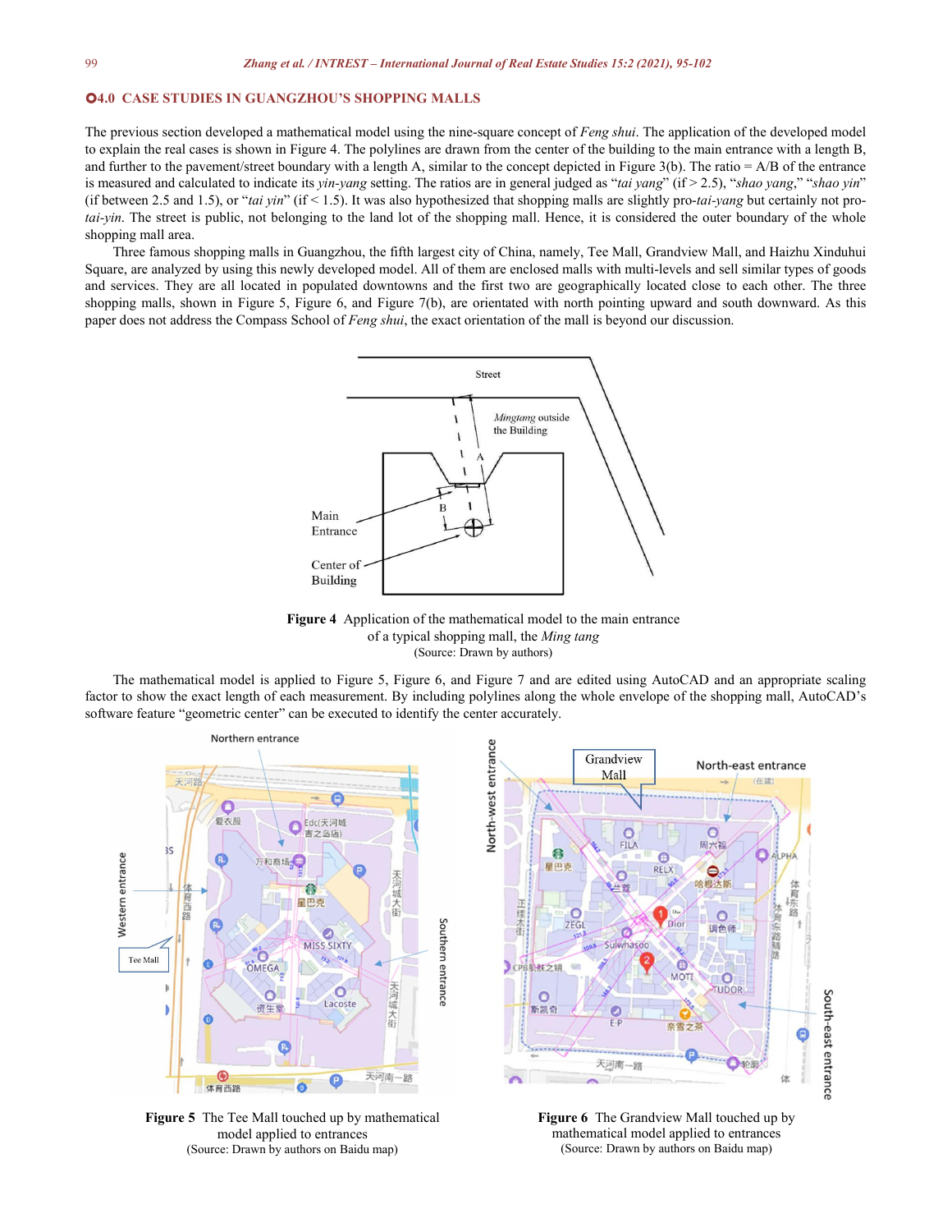## 4.0 CASE STUDIES IN GUANGZHOU'S SHOPPING MALLS

The previous section developed a mathematical model using the nine-square concept of *Feng shui*. The application of the developed model to explain the real cases is shown in Figure 4. The polylines are drawn from the center of the building to the main entrance with a length B, and further to the pavement/street boundary with a length A, similar to the concept depicted in Figure 3(b). The ratio = A/B of the entrance is measured and calculated to indicate its *yin-yang* setting. The ratios are in general judged as "*tai yang*" (if > 2.5), "*shao yang*," "*shao yin*" (if between 2.5 and 1.5), or "*tai yin*" (if < 1.5). It was also hypothesized that shopping malls are slightly pro-*tai-yang* but certainly not pro-*tai-yin*. The street is public, not belonging to the land lot of the shopping mall. Hence, it is considered the outer boundary of the whole shopping mall area.

Three famous shopping malls in Guangzhou, the fifth largest city of China, namely, Tee Mall, Grandview Mall, and Haizhu Xinduhui Square, are analyzed by using this newly developed model. All of them are enclosed malls with multi-levels and sell similar types of goods and services. They are all located in populated downtowns and the first two are geographically located close to each other. The three shopping malls, shown in Figure 5, Figure 6, and Figure 7(b), are orientated with north pointing upward and south downward. As this paper does not address the Compass School of *Feng shui*, the exact orientation of the mall is beyond our discussion.

**Figure 4** Application of the mathematical model to the main entrance of a typical shopping mall, the *Ming tang*
(Source: Drawn by authors)

The mathematical model is applied to Figure 5, Figure 6, and Figure 7 and are edited using AutoCAD and an appropriate scaling factor to show the exact length of each measurement. By including polylines along the whole envelope of the shopping mall, AutoCAD's software feature "geometric center" can be executed to identify the center accurately.

**Figure 5** The Tee Mall touched up by mathematical model applied to entrances
(Source: Drawn by authors on Baidu map)

**Figure 6** The Grandview Mall touched up by mathematical model applied to entrances
(Source: Drawn by authors on Baidu map)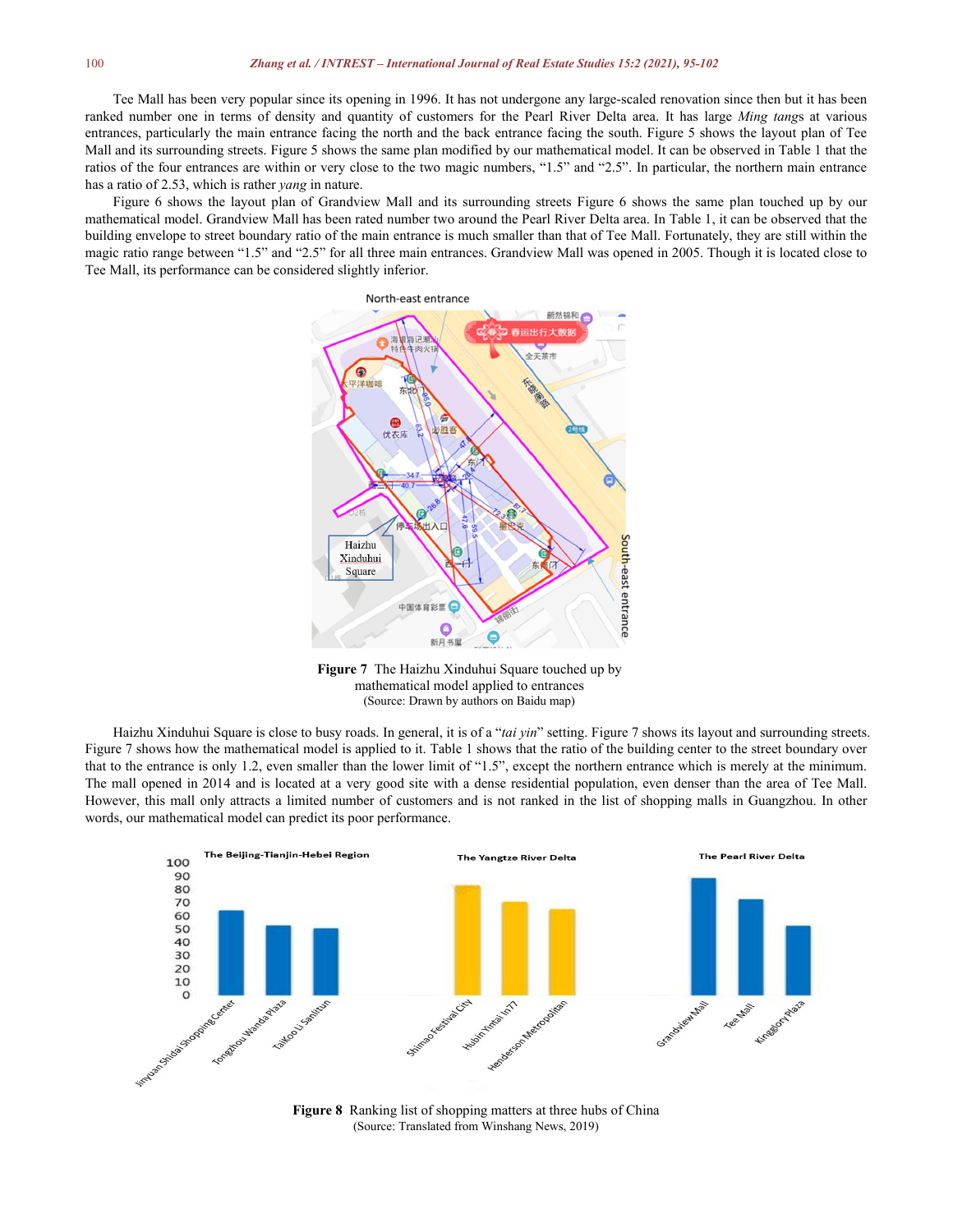Tee Mall has been very popular since its opening in 1996. It has not undergone any large-scaled renovation since then but it has been ranked number one in terms of density and quantity of customers for the Pearl River Delta area. It has large *Ming tang*s at various entrances, particularly the main entrance facing the north and the back entrance facing the south. Figure 5 shows the layout plan of Tee Mall and its surrounding streets. Figure 5 shows the same plan modified by our mathematical model. It can be observed in Table 1 that the ratios of the four entrances are within or very close to the two magic numbers, "1.5" and "2.5". In particular, the northern main entrance has a ratio of 2.53, which is rather *yang* in nature.

Figure 6 shows the layout plan of Grandview Mall and its surrounding streets Figure 6 shows the same plan touched up by our mathematical model. Grandview Mall has been rated number two around the Pearl River Delta area. In Table 1, it can be observed that the building envelope to street boundary ratio of the main entrance is much smaller than that of Tee Mall. Fortunately, they are still within the magic ratio range between "1.5" and "2.5" for all three main entrances. Grandview Mall was opened in 2005. Though it is located close to Tee Mall, its performance can be considered slightly inferior.

**Figure 7** The Haizhu Xinduhui Square touched up by mathematical model applied to entrances
(Source: Drawn by authors on Baidu map)

Haizhu Xinduhui Square is close to busy roads. In general, it is of a "*tai yin*" setting. Figure 7 shows its layout and surrounding streets. Figure 7 shows how the mathematical model is applied to it. Table 1 shows that the ratio of the building center to the street boundary over that to the entrance is only 1.2, even smaller than the lower limit of "1.5", except the northern entrance which is merely at the minimum. The mall opened in 2014 and is located at a very good site with a dense residential population, even denser than the area of Tee Mall. However, this mall only attracts a limited number of customers and is not ranked in the list of shopping malls in Guangzhou. In other words, our mathematical model can predict its poor performance.

**Figure 8** Ranking list of shopping matters at three hubs of China
(Source: Translated from Winshang News, 2019)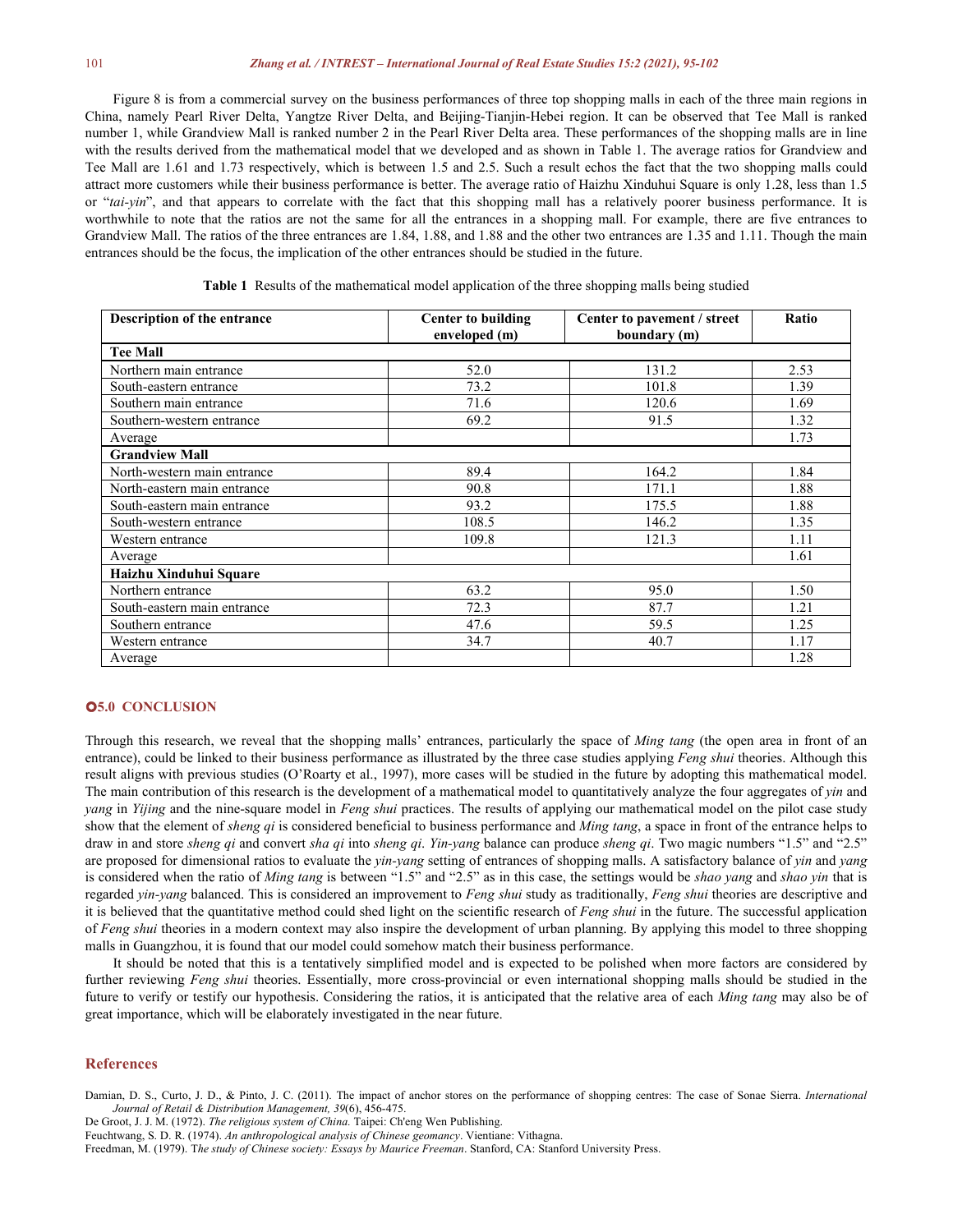Figure 8 is from a commercial survey on the business performances of three top shopping malls in each of the three main regions in China, namely Pearl River Delta, Yangtze River Delta, and Beijing-Tianjin-Hebei region. It can be observed that Tee Mall is ranked number 1, while Grandview Mall is ranked number 2 in the Pearl River Delta area. These performances of the shopping malls are in line with the results derived from the mathematical model that we developed and as shown in Table 1. The average ratios for Grandview and Tee Mall are 1.61 and 1.73 respectively, which is between 1.5 and 2.5. Such a result echos the fact that the two shopping malls could attract more customers while their business performance is better. The average ratio of Haizhu Xinduhui Square is only 1.28, less than 1.5 or "*tai-yin*", and that appears to correlate with the fact that this shopping mall has a relatively poorer business performance. It is worthwhile to note that the ratios are not the same for all the entrances in a shopping mall. For example, there are five entrances to Grandview Mall. The ratios of the three entrances are 1.84, 1.88, and 1.88 and the other two entrances are 1.35 and 1.11. Though the main entrances should be the focus, the implication of the other entrances should be studied in the future.

**Table 1** Results of the mathematical model application of the three shopping malls being studied

| Description of the entrance | Center to building enveloped (m) | Center to pavement / street boundary (m) | Ratio |
|---|---|---|---|
| **Tee Mall** | | | |
| Northern main entrance | 52.0 | 131.2 | 2.53 |
| South-eastern entrance | 73.2 | 101.8 | 1.39 |
| Southern main entrance | 71.6 | 120.6 | 1.69 |
| Southern-western entrance | 69.2 | 91.5 | 1.32 |
| Average | | | 1.73 |
| **Grandview Mall** | | | |
| North-western main entrance | 89.4 | 164.2 | 1.84 |
| North-eastern main entrance | 90.8 | 171.1 | 1.88 |
| South-eastern main entrance | 93.2 | 175.5 | 1.88 |
| South-western entrance | 108.5 | 146.2 | 1.35 |
| Western entrance | 109.8 | 121.3 | 1.11 |
| Average | | | 1.61 |
| **Haizhu Xinduhui Square** | | | |
| Northern entrance | 63.2 | 95.0 | 1.50 |
| South-eastern main entrance | 72.3 | 87.7 | 1.21 |
| Southern entrance | 47.6 | 59.5 | 1.25 |
| Western entrance | 34.7 | 40.7 | 1.17 |
| Average | | | 1.28 |

## 5.0 CONCLUSION

Through this research, we reveal that the shopping malls' entrances, particularly the space of *Ming tang* (the open area in front of an entrance), could be linked to their business performance as illustrated by the three case studies applying *Feng shui* theories. Although this result aligns with previous studies (O'Roarty et al., 1997), more cases will be studied in the future by adopting this mathematical model. The main contribution of this research is the development of a mathematical model to quantitatively analyze the four aggregates of *yin* and *yang* in *Yijing* and the nine-square model in *Feng shui* practices. The results of applying our mathematical model on the pilot case study show that the element of *sheng qi* is considered beneficial to business performance and *Ming tang*, a space in front of the entrance helps to draw in and store *sheng qi* and convert *sha qi* into *sheng qi*. *Yin-yang* balance can produce *sheng qi*. Two magic numbers "1.5" and "2.5" are proposed for dimensional ratios to evaluate the *yin-yang* setting of entrances of shopping malls. A satisfactory balance of *yin* and *yang* is considered when the ratio of *Ming tang* is between "1.5" and "2.5" as in this case, the settings would be *shao yang* and *shao yin* that is regarded *yin-yang* balanced. This is considered an improvement to *Feng shui* study as traditionally, *Feng shui* theories are descriptive and it is believed that the quantitative method could shed light on the scientific research of *Feng shui* in the future. The successful application of *Feng shui* theories in a modern context may also inspire the development of urban planning. By applying this model to three shopping malls in Guangzhou, it is found that our model could somehow match their business performance.

It should be noted that this is a tentatively simplified model and is expected to be polished when more factors are considered by further reviewing *Feng shui* theories. Essentially, more cross-provincial or even international shopping malls should be studied in the future to verify or testify our hypothesis. Considering the ratios, it is anticipated that the relative area of each *Ming tang* may also be of great importance, which will be elaborately investigated in the near future.

## References

Damian, D. S., Curto, J. D., & Pinto, J. C. (2011). The impact of anchor stores on the performance of shopping centres: The case of Sonae Sierra. *International Journal of Retail & Distribution Management, 39*(6), 456-475.

De Groot, J. J. M. (1972). *The religious system of China.* Taipei: Ch'eng Wen Publishing.

Feuchtwang, S. D. R. (1974). *An anthropological analysis of Chinese geomancy*. Vientiane: Vithagna.

Freedman, M. (1979). *The study of Chinese society: Essays by Maurice Freeman*. Stanford, CA: Stanford University Press.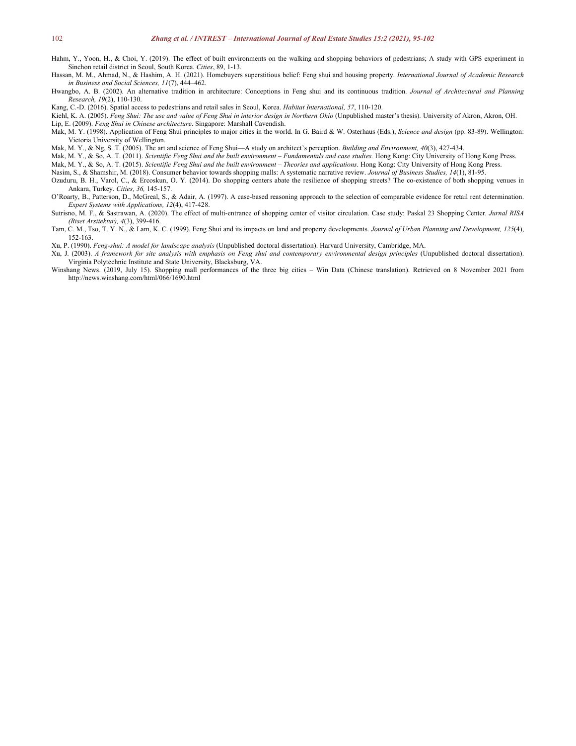Hahm, Y., Yoon, H., & Choi, Y. (2019). The effect of built environments on the walking and shopping behaviors of pedestrians; A study with GPS experiment in Sinchon retail district in Seoul, South Korea. *Cities*, 89, 1-13.

Hassan, M. M., Ahmad, N., & Hashim, A. H. (2021). Homebuyers superstitious belief: Feng shui and housing property. *International Journal of Academic Research in Business and Social Sciences, 11*(7), 444–462.

Hwangbo, A. B. (2002). An alternative tradition in architecture: Conceptions in Feng shui and its continuous tradition. *Journal of Architectural and Planning Research, 19*(2), 110-130.

Kang, C.-D. (2016). Spatial access to pedestrians and retail sales in Seoul, Korea. *Habitat International, 57*, 110-120.

Kiehl, K. A. (2005). *Feng Shui: The use and value of Feng Shui in interior design in Northern Ohio* (Unpublished master's thesis). University of Akron, Akron, OH.

Lip, E. (2009). *Feng Shui in Chinese architecture*. Singapore: Marshall Cavendish.

Mak, M. Y. (1998). Application of Feng Shui principles to major cities in the world. In G. Baird & W. Osterhaus (Eds.), *Science and design* (pp. 83-89). Wellington: Victoria University of Wellington.

Mak, M. Y., & Ng, S. T. (2005). The art and science of Feng Shui—A study on architect's perception. *Building and Environment, 40*(3), 427-434.

Mak, M. Y., & So, A. T. (2011). *Scientific Feng Shui and the built environment – Fundamentals and case studies.* Hong Kong: City University of Hong Kong Press.

Mak, M. Y., & So, A. T. (2015). *Scientific Feng Shui and the built environment – Theories and applications.* Hong Kong: City University of Hong Kong Press.

Nasim, S., & Shamshir, M. (2018). Consumer behavior towards shopping malls: A systematic narrative review. *Journal of Business Studies, 14*(1), 81-95.

Ozuduru, B. H., Varol, C., & Ercoskun, O. Y. (2014). Do shopping centers abate the resilience of shopping streets? The co-existence of both shopping venues in Ankara, Turkey. *Cities, 36,* 145-157.

O'Roarty, B., Patterson, D., McGreal, S., & Adair, A. (1997). A case-based reasoning approach to the selection of comparable evidence for retail rent determination. *Expert Systems with Applications, 12*(4), 417-428.

Sutrisno, M. F., & Sastrawan, A. (2020). The effect of multi-entrance of shopping center of visitor circulation. Case study: Paskal 23 Shopping Center. *Jurnal RISA (Riset Arsitektur), 4*(3), 399-416.

Tam, C. M., Tso, T. Y. N., & Lam, K. C. (1999). Feng Shui and its impacts on land and property developments. *Journal of Urban Planning and Development, 125*(4), 152-163.

Xu, P. (1990). *Feng-shui: A model for landscape analysis* (Unpublished doctoral dissertation). Harvard University, Cambridge, MA.

Xu, J. (2003). *A framework for site analysis with emphasis on Feng shui and contemporary environmental design principles* (Unpublished doctoral dissertation). Virginia Polytechnic Institute and State University, Blacksburg, VA.

Winshang News. (2019, July 15). Shopping mall performances of the three big cities – Win Data (Chinese translation). Retrieved on 8 November 2021 from http://news.winshang.com/html/066/1690.html